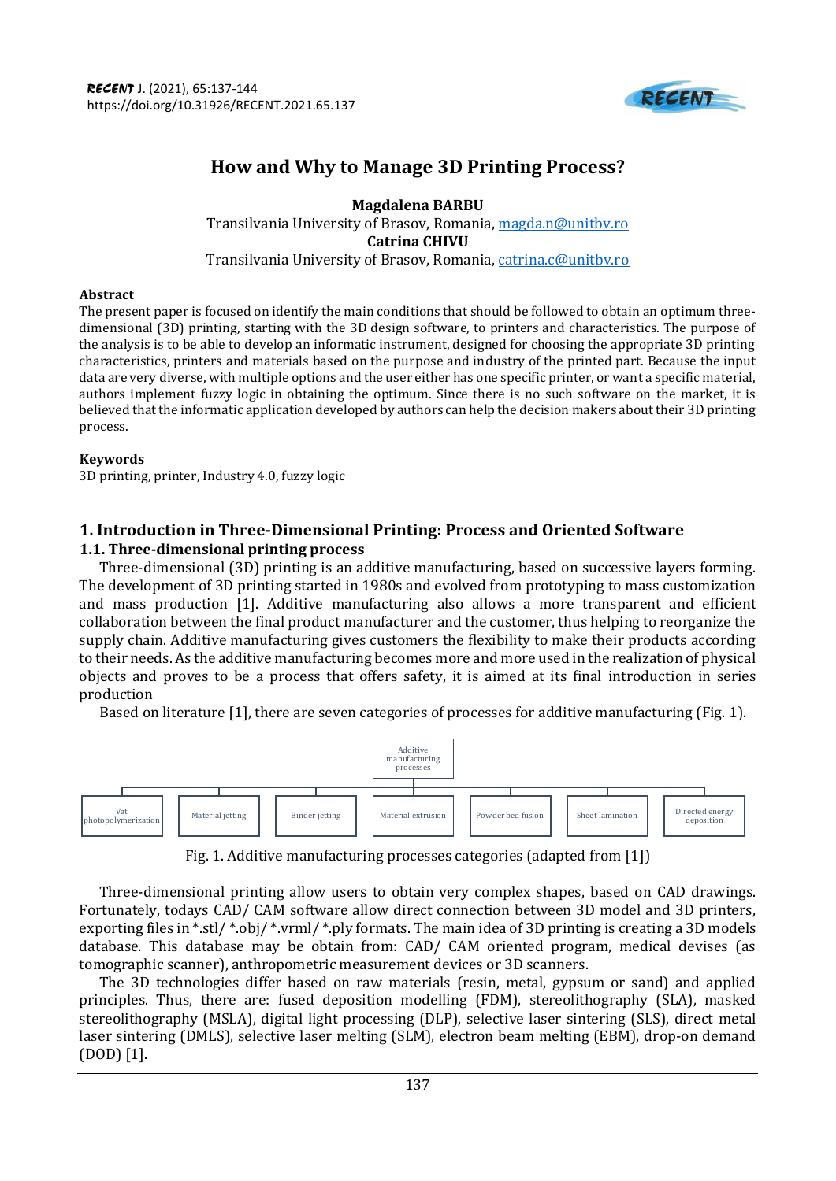# How and Why to Manage 3D Printing Process?

**Magdalena BARBU**
Transilvania University of Brasov, Romania, magda.n@unitbv.ro
**Catrina CHIVU**
Transilvania University of Brasov, Romania, catrina.c@unitbv.ro

### Abstract

The present paper is focused on identify the main conditions that should be followed to obtain an optimum three-dimensional (3D) printing, starting with the 3D design software, to printers and characteristics. The purpose of the analysis is to be able to develop an informatic instrument, designed for choosing the appropriate 3D printing characteristics, printers and materials based on the purpose and industry of the printed part. Because the input data are very diverse, with multiple options and the user either has one specific printer, or want a specific material, authors implement fuzzy logic in obtaining the optimum. Since there is no such software on the market, it is believed that the informatic application developed by authors can help the decision makers about their 3D printing process.

### Keywords

3D printing, printer, Industry 4.0, fuzzy logic

## 1. Introduction in Three-Dimensional Printing: Process and Oriented Software

### 1.1. Three-dimensional printing process

Three-dimensional (3D) printing is an additive manufacturing, based on successive layers forming. The development of 3D printing started in 1980s and evolved from prototyping to mass customization and mass production [1]. Additive manufacturing also allows a more transparent and efficient collaboration between the final product manufacturer and the customer, thus helping to reorganize the supply chain. Additive manufacturing gives customers the flexibility to make their products according to their needs. As the additive manufacturing becomes more and more used in the realization of physical objects and proves to be a process that offers safety, it is aimed at its final introduction in series production

Based on literature [1], there are seven categories of processes for additive manufacturing (Fig. 1).

- Additive manufacturing processes
  - Vat photopolymerization
  - Material jetting
  - Binder jetting
  - Material extrusion
  - Powder bed fusion
  - Sheet lamination
  - Directed energy deposition

Fig. 1. Additive manufacturing processes categories (adapted from [1])

Three-dimensional printing allow users to obtain very complex shapes, based on CAD drawings. Fortunately, todays CAD/ CAM software allow direct connection between 3D model and 3D printers, exporting files in *.stl/ *.obj/ *.vrml/ *.ply formats. The main idea of 3D printing is creating a 3D models database. This database may be obtain from: CAD/ CAM oriented program, medical devises (as tomographic scanner), anthropometric measurement devices or 3D scanners.

The 3D technologies differ based on raw materials (resin, metal, gypsum or sand) and applied principles. Thus, there are: fused deposition modelling (FDM), stereolithography (SLA), masked stereolithography (MSLA), digital light processing (DLP), selective laser sintering (SLS), direct metal laser sintering (DMLS), selective laser melting (SLM), electron beam melting (EBM), drop-on demand (DOD) [1].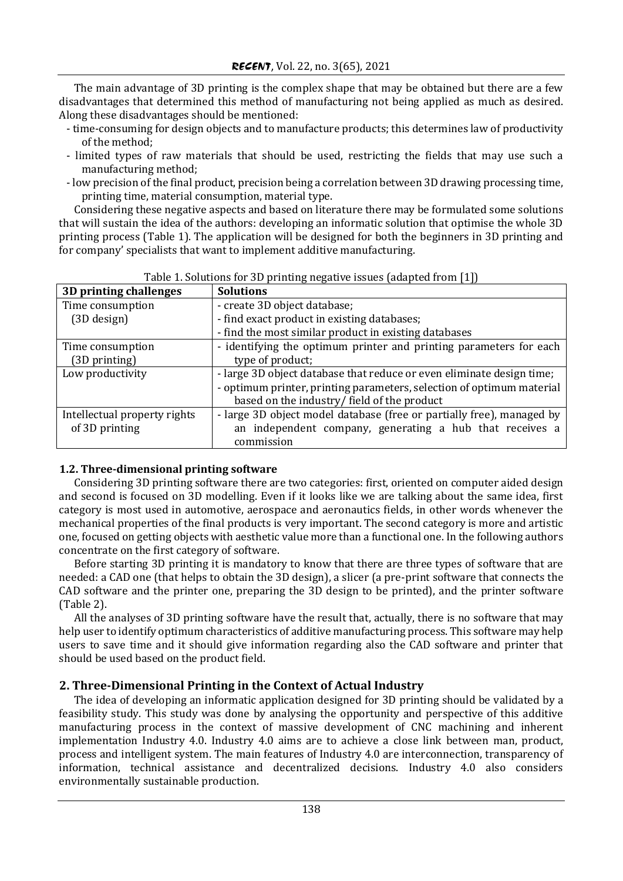The main advantage of 3D printing is the complex shape that may be obtained but there are a few disadvantages that determined this method of manufacturing not being applied as much as desired. Along these disadvantages should be mentioned:

- time-consuming for design objects and to manufacture products; this determines law of productivity of the method;
- limited types of raw materials that should be used, restricting the fields that may use such a manufacturing method;
- low precision of the final product, precision being a correlation between 3D drawing processing time, printing time, material consumption, material type.

Considering these negative aspects and based on literature there may be formulated some solutions that will sustain the idea of the authors: developing an informatic solution that optimise the whole 3D printing process (Table 1). The application will be designed for both the beginners in 3D printing and for company' specialists that want to implement additive manufacturing.

Table 1. Solutions for 3D printing negative issues (adapted from [1])

| 3D printing challenges | Solutions |
| --- | --- |
| Time consumption (3D design) | - create 3D object database;<br>- find exact product in existing databases;<br>- find the most similar product in existing databases |
| Time consumption (3D printing) | - identifying the optimum printer and printing parameters for each type of product; |
| Low productivity | - large 3D object database that reduce or even eliminate design time;<br>- optimum printer, printing parameters, selection of optimum material based on the industry/ field of the product |
| Intellectual property rights of 3D printing | - large 3D object model database (free or partially free), managed by an independent company, generating a hub that receives a commission |

### 1.2. Three-dimensional printing software

Considering 3D printing software there are two categories: first, oriented on computer aided design and second is focused on 3D modelling. Even if it looks like we are talking about the same idea, first category is most used in automotive, aerospace and aeronautics fields, in other words whenever the mechanical properties of the final products is very important. The second category is more and artistic one, focused on getting objects with aesthetic value more than a functional one. In the following authors concentrate on the first category of software.

Before starting 3D printing it is mandatory to know that there are three types of software that are needed: a CAD one (that helps to obtain the 3D design), a slicer (a pre-print software that connects the CAD software and the printer one, preparing the 3D design to be printed), and the printer software (Table 2).

All the analyses of 3D printing software have the result that, actually, there is no software that may help user to identify optimum characteristics of additive manufacturing process. This software may help users to save time and it should give information regarding also the CAD software and printer that should be used based on the product field.

## 2. Three-Dimensional Printing in the Context of Actual Industry

The idea of developing an informatic application designed for 3D printing should be validated by a feasibility study. This study was done by analysing the opportunity and perspective of this additive manufacturing process in the context of massive development of CNC machining and inherent implementation Industry 4.0. Industry 4.0 aims are to achieve a close link between man, product, process and intelligent system. The main features of Industry 4.0 are interconnection, transparency of information, technical assistance and decentralized decisions. Industry 4.0 also considers environmentally sustainable production.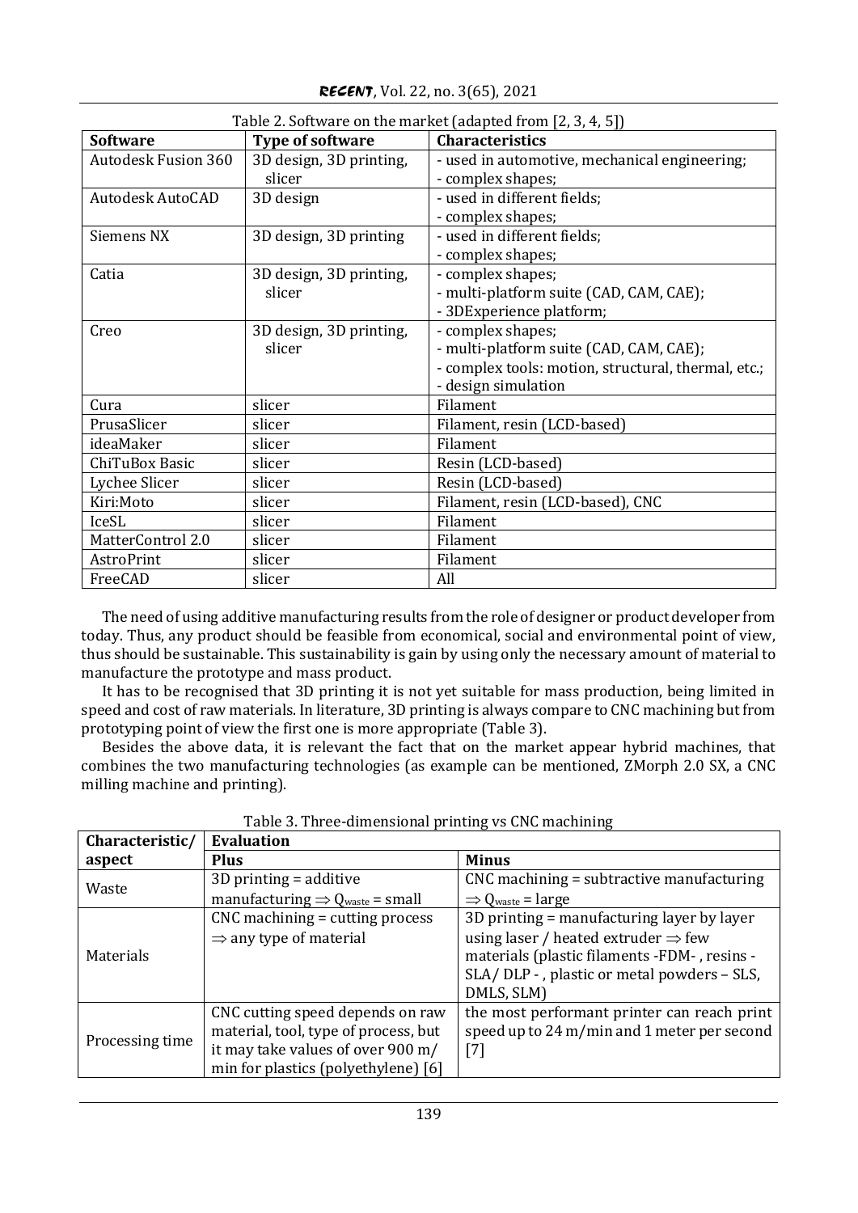Table 2. Software on the market (adapted from [2, 3, 4, 5])

| Software | Type of software | Characteristics |
|---|---|---|
| Autodesk Fusion 360 | 3D design, 3D printing, slicer | - used in automotive, mechanical engineering;<br>- complex shapes; |
| Autodesk AutoCAD | 3D design | - used in different fields;<br>- complex shapes; |
| Siemens NX | 3D design, 3D printing | - used in different fields;<br>- complex shapes; |
| Catia | 3D design, 3D printing, slicer | - complex shapes;<br>- multi-platform suite (CAD, CAM, CAE);<br>- 3DExperience platform; |
| Creo | 3D design, 3D printing, slicer | - complex shapes;<br>- multi-platform suite (CAD, CAM, CAE);<br>- complex tools: motion, structural, thermal, etc.;<br>- design simulation |
| Cura | slicer | Filament |
| PrusaSlicer | slicer | Filament, resin (LCD-based) |
| ideaMaker | slicer | Filament |
| ChiTuBox Basic | slicer | Resin (LCD-based) |
| Lychee Slicer | slicer | Resin (LCD-based) |
| Kiri:Moto | slicer | Filament, resin (LCD-based), CNC |
| IceSL | slicer | Filament |
| MatterControl 2.0 | slicer | Filament |
| AstroPrint | slicer | Filament |
| FreeCAD | slicer | All |

The need of using additive manufacturing results from the role of designer or product developer from today. Thus, any product should be feasible from economical, social and environmental point of view, thus should be sustainable. This sustainability is gain by using only the necessary amount of material to manufacture the prototype and mass product.

It has to be recognised that 3D printing it is not yet suitable for mass production, being limited in speed and cost of raw materials. In literature, 3D printing is always compare to CNC machining but from prototyping point of view the first one is more appropriate (Table 3).

Besides the above data, it is relevant the fact that on the market appear hybrid machines, that combines the two manufacturing technologies (as example can be mentioned, ZMorph 2.0 SX, a CNC milling machine and printing).

Table 3. Three-dimensional printing vs CNC machining

| Characteristic/ aspect | Evaluation | |
|---|---|---|
| | **Plus** | **Minus** |
| Waste | 3D printing = additive manufacturing $\Rightarrow Q_{waste}$ = small | CNC machining = subtractive manufacturing $\Rightarrow Q_{waste}$ = large |
| Materials | CNC machining = cutting process $\Rightarrow$ any type of material | 3D printing = manufacturing layer by layer using laser / heated extruder $\Rightarrow$ few materials (plastic filaments -FDM- , resins - SLA/ DLP - , plastic or metal powders – SLS, DMLS, SLM) |
| Processing time | CNC cutting speed depends on raw material, tool, type of process, but it may take values of over 900 m/ min for plastics (polyethylene) [6] | the most performant printer can reach print speed up to 24 m/min and 1 meter per second [7] |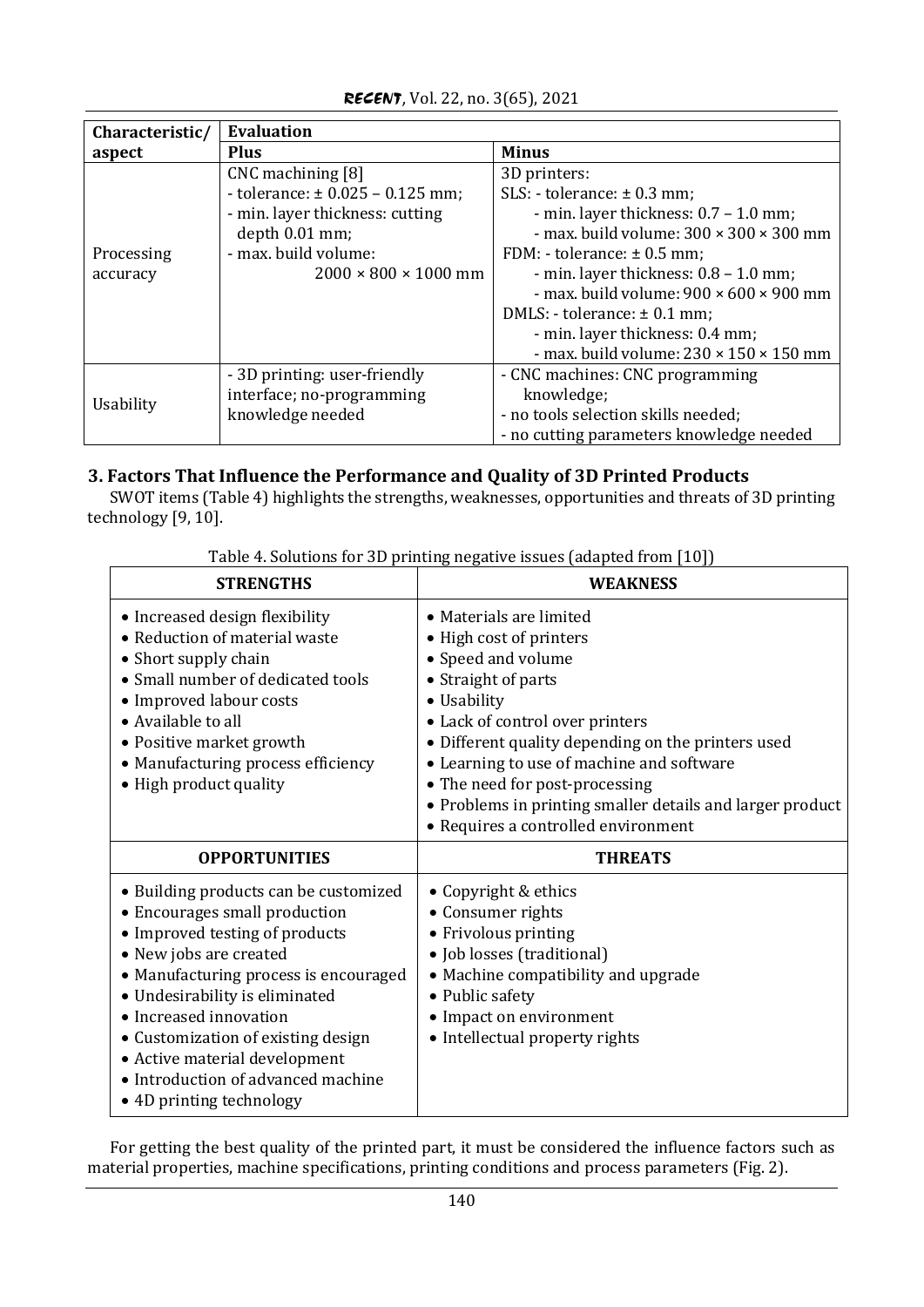| Characteristic/ aspect | Evaluation | |
|---|---|---|
| | **Plus** | **Minus** |
| Processing accuracy | CNC machining [8]<br>- tolerance: ± 0.025 – 0.125 mm;<br>- min. layer thickness: cutting depth 0.01 mm;<br>- max. build volume: 2000 × 800 × 1000 mm | 3D printers:<br>SLS: - tolerance: ± 0.3 mm;<br>- min. layer thickness: 0.7 – 1.0 mm;<br>- max. build volume: 300 × 300 × 300 mm<br>FDM: - tolerance: ± 0.5 mm;<br>- min. layer thickness: 0.8 – 1.0 mm;<br>- max. build volume: 900 × 600 × 900 mm<br>DMLS: - tolerance: ± 0.1 mm;<br>- min. layer thickness: 0.4 mm;<br>- max. build volume: 230 × 150 × 150 mm |
| Usability | - 3D printing: user-friendly interface; no-programming knowledge needed | - CNC machines: CNC programming knowledge;<br>- no tools selection skills needed;<br>- no cutting parameters knowledge needed |

## 3. Factors That Influence the Performance and Quality of 3D Printed Products

SWOT items (Table 4) highlights the strengths, weaknesses, opportunities and threats of 3D printing technology [9, 10].

Table 4. Solutions for 3D printing negative issues (adapted from [10])

| STRENGTHS | WEAKNESS |
|---|---|
| • Increased design flexibility<br>• Reduction of material waste<br>• Short supply chain<br>• Small number of dedicated tools<br>• Improved labour costs<br>• Available to all<br>• Positive market growth<br>• Manufacturing process efficiency<br>• High product quality | • Materials are limited<br>• High cost of printers<br>• Speed and volume<br>• Straight of parts<br>• Usability<br>• Lack of control over printers<br>• Different quality depending on the printers used<br>• Learning to use of machine and software<br>• The need for post-processing<br>• Problems in printing smaller details and larger product<br>• Requires a controlled environment |
| **OPPORTUNITIES** | **THREATS** |
| • Building products can be customized<br>• Encourages small production<br>• Improved testing of products<br>• New jobs are created<br>• Manufacturing process is encouraged<br>• Undesirability is eliminated<br>• Increased innovation<br>• Customization of existing design<br>• Active material development<br>• Introduction of advanced machine<br>• 4D printing technology | • Copyright & ethics<br>• Consumer rights<br>• Frivolous printing<br>• Job losses (traditional)<br>• Machine compatibility and upgrade<br>• Public safety<br>• Impact on environment<br>• Intellectual property rights |

For getting the best quality of the printed part, it must be considered the influence factors such as material properties, machine specifications, printing conditions and process parameters (Fig. 2).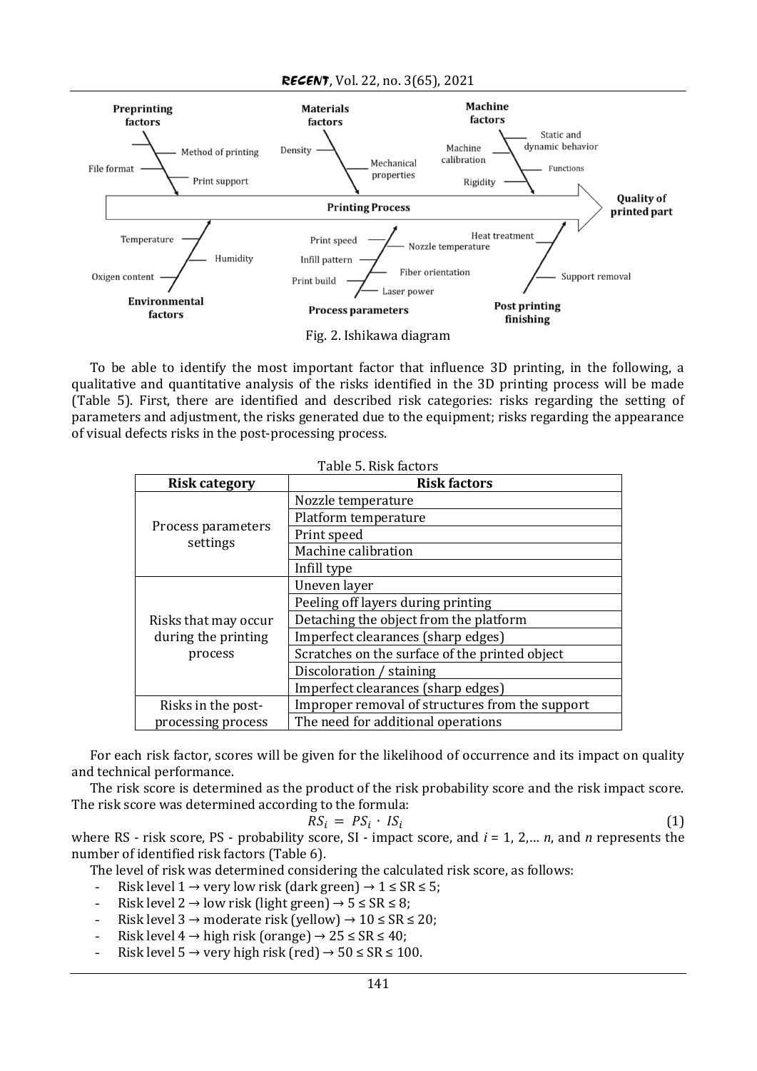Fig. 2. Ishikawa diagram

To be able to identify the most important factor that influence 3D printing, in the following, a qualitative and quantitative analysis of the risks identified in the 3D printing process will be made (Table 5). First, there are identified and described risk categories: risks regarding the setting of parameters and adjustment, the risks generated due to the equipment; risks regarding the appearance of visual defects risks in the post-processing process.

Table 5. Risk factors

| Risk category | Risk factors |
| --- | --- |
| Process parameters settings | Nozzle temperature |
| | Platform temperature |
| | Print speed |
| | Machine calibration |
| | Infill type |
| Risks that may occur during the printing process | Uneven layer |
| | Peeling off layers during printing |
| | Detaching the object from the platform |
| | Imperfect clearances (sharp edges) |
| | Scratches on the surface of the printed object |
| | Discoloration / staining |
| | Imperfect clearances (sharp edges) |
| Risks in the post-processing process | Improper removal of structures from the support |
| | The need for additional operations |

For each risk factor, scores will be given for the likelihood of occurrence and its impact on quality and technical performance.

The risk score is determined as the product of the risk probability score and the risk impact score. The risk score was determined according to the formula:

$$RS_i = PS_i \cdot IS_i \tag{1}$$

where RS - risk score, PS - probability score, SI - impact score, and $i = 1, 2, \ldots n$, and $n$ represents the number of identified risk factors (Table 6).

The level of risk was determined considering the calculated risk score, as follows:

- Risk level 1 → very low risk (dark green) → $1 \leq SR \leq 5$;
- Risk level 2 → low risk (light green) → $5 \leq SR \leq 8$;
- Risk level 3 → moderate risk (yellow) → $10 \leq SR \leq 20$;
- Risk level 4 → high risk (orange) → $25 \leq SR \leq 40$;
- Risk level 5 → very high risk (red) → $50 \leq SR \leq 100$.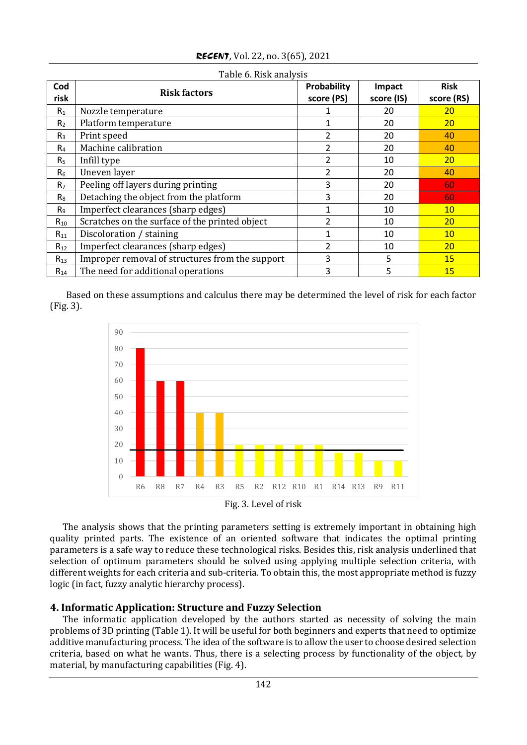Table 6. Risk analysis

| Cod risk | Risk factors | Probability score (PS) | Impact score (IS) | Risk score (RS) |
|---|---|---|---|---|
| $R_1$ | Nozzle temperature | 1 | 20 | 20 |
| $R_2$ | Platform temperature | 1 | 20 | 20 |
| $R_3$ | Print speed | 2 | 20 | 40 |
| $R_4$ | Machine calibration | 2 | 20 | 40 |
| $R_5$ | Infill type | 2 | 10 | 20 |
| $R_6$ | Uneven layer | 2 | 20 | 40 |
| $R_7$ | Peeling off layers during printing | 3 | 20 | 60 |
| $R_8$ | Detaching the object from the platform | 3 | 20 | 60 |
| $R_9$ | Imperfect clearances (sharp edges) | 1 | 10 | 10 |
| $R_{10}$ | Scratches on the surface of the printed object | 2 | 10 | 20 |
| $R_{11}$ | Discoloration / staining | 1 | 10 | 10 |
| $R_{12}$ | Imperfect clearances (sharp edges) | 2 | 10 | 20 |
| $R_{13}$ | Improper removal of structures from the support | 3 | 5 | 15 |
| $R_{14}$ | The need for additional operations | 3 | 5 | 15 |

Based on these assumptions and calculus there may be determined the level of risk for each factor (Fig. 3).

Fig. 3. Level of risk

The analysis shows that the printing parameters setting is extremely important in obtaining high quality printed parts. The existence of an oriented software that indicates the optimal printing parameters is a safe way to reduce these technological risks. Besides this, risk analysis underlined that selection of optimum parameters should be solved using applying multiple selection criteria, with different weights for each criteria and sub-criteria. To obtain this, the most appropriate method is fuzzy logic (in fact, fuzzy analytic hierarchy process).

## 4. Informatic Application: Structure and Fuzzy Selection

The informatic application developed by the authors started as necessity of solving the main problems of 3D printing (Table 1). It will be useful for both beginners and experts that need to optimize additive manufacturing process. The idea of the software is to allow the user to choose desired selection criteria, based on what he wants. Thus, there is a selecting process by functionality of the object, by material, by manufacturing capabilities (Fig. 4).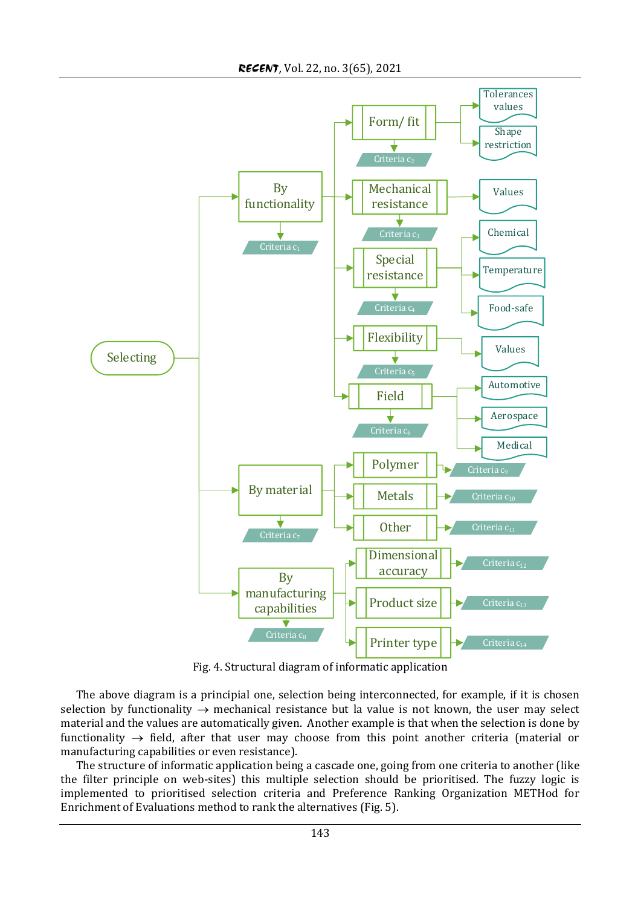Fig. 4. Structural diagram of informatic application

The above diagram is a principial one, selection being interconnected, for example, if it is chosen selection by functionality → mechanical resistance but la value is not known, the user may select material and the values are automatically given. Another example is that when the selection is done by functionality → field, after that user may choose from this point another criteria (material or manufacturing capabilities or even resistance).

The structure of informatic application being a cascade one, going from one criteria to another (like the filter principle on web-sites) this multiple selection should be prioritised. The fuzzy logic is implemented to prioritised selection criteria and Preference Ranking Organization METHod for Enrichment of Evaluations method to rank the alternatives (Fig. 5).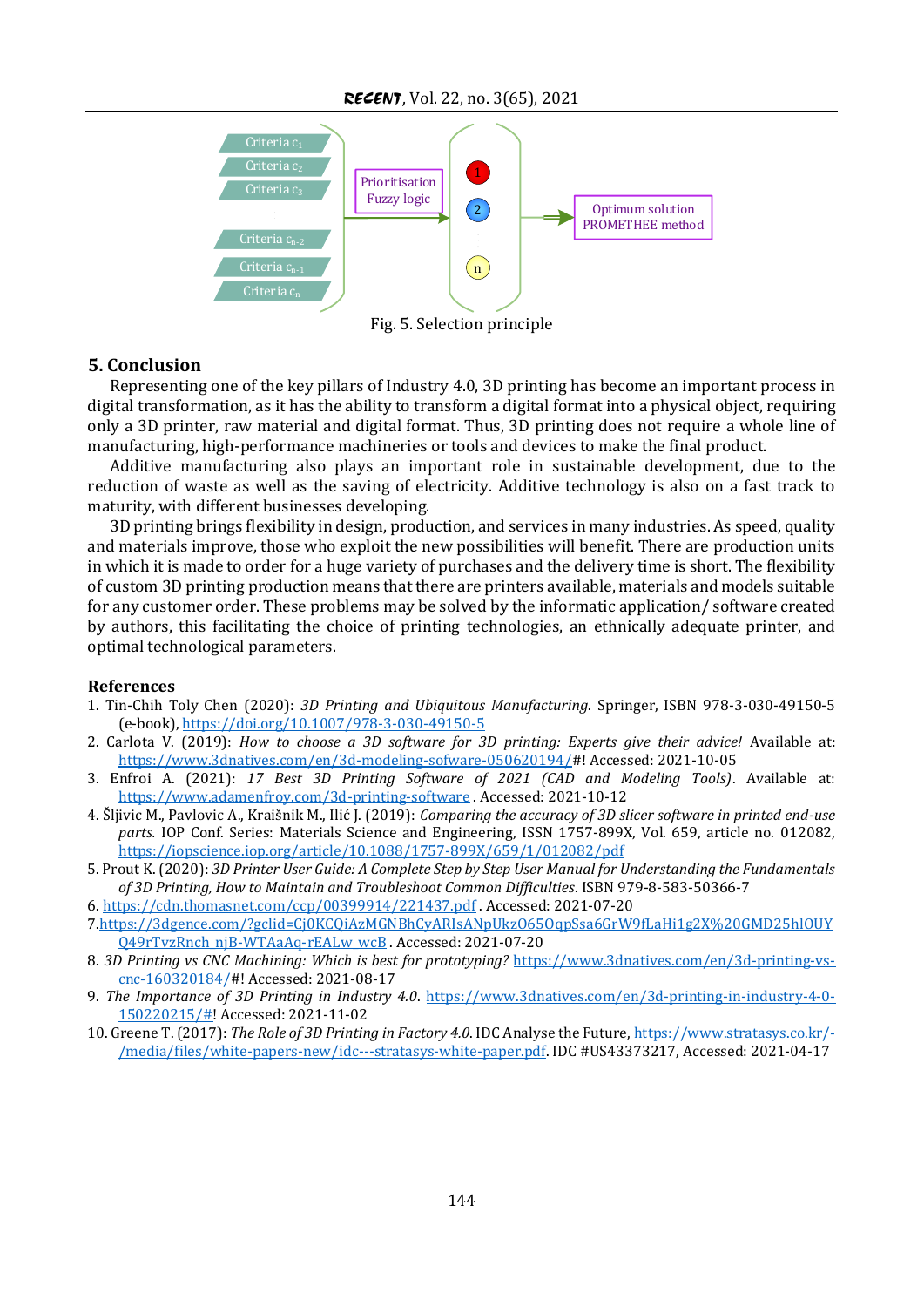Criteria $c_1$

Criteria $c_2$

Criteria $c_3$

Criteria $c_{n-2}$

Criteria $c_{n-1}$

Criteria $c_n$

Prioritisation Fuzzy logic

1

2

n

Optimum solution PROMETHEE method

Fig. 5. Selection principle

## 5. Conclusion

Representing one of the key pillars of Industry 4.0, 3D printing has become an important process in digital transformation, as it has the ability to transform a digital format into a physical object, requiring only a 3D printer, raw material and digital format. Thus, 3D printing does not require a whole line of manufacturing, high-performance machineries or tools and devices to make the final product.

Additive manufacturing also plays an important role in sustainable development, due to the reduction of waste as well as the saving of electricity. Additive technology is also on a fast track to maturity, with different businesses developing.

3D printing brings flexibility in design, production, and services in many industries. As speed, quality and materials improve, those who exploit the new possibilities will benefit. There are production units in which it is made to order for a huge variety of purchases and the delivery time is short. The flexibility of custom 3D printing production means that there are printers available, materials and models suitable for any customer order. These problems may be solved by the informatic application/ software created by authors, this facilitating the choice of printing technologies, an ethnically adequate printer, and optimal technological parameters.

## References

1. Tin-Chih Toly Chen (2020): *3D Printing and Ubiquitous Manufacturing*. Springer, ISBN 978-3-030-49150-5 (e-book), https://doi.org/10.1007/978-3-030-49150-5
2. Carlota V. (2019): *How to choose a 3D software for 3D printing: Experts give their advice!* Available at: https://www.3dnatives.com/en/3d-modeling-sofware-050620194/#! Accessed: 2021-10-05
3. Enfroi A. (2021): *17 Best 3D Printing Software of 2021 (CAD and Modeling Tools)*. Available at: https://www.adamenfroy.com/3d-printing-software . Accessed: 2021-10-12
4. Šljivic M., Pavlovic A., Kraišnik M., Ilić J. (2019): *Comparing the accuracy of 3D slicer software in printed end-use parts.* IOP Conf. Series: Materials Science and Engineering, ISSN 1757-899X, Vol. 659, article no. 012082, https://iopscience.iop.org/article/10.1088/1757-899X/659/1/012082/pdf
5. Prout K. (2020): *3D Printer User Guide: A Complete Step by Step User Manual for Understanding the Fundamentals of 3D Printing, How to Maintain and Troubleshoot Common Difficulties*. ISBN 979-8-583-50366-7
6. https://cdn.thomasnet.com/ccp/00399914/221437.pdf . Accessed: 2021-07-20
7. https://3dgence.com/?gclid=Cj0KCQiAzMGNBhCyARIsANpUkzO65OqpSsa6GrW9fLaHi1g2X%20GMD25hlOUYQ49rTvzRnch_njB-WTAaAq-rEALw_wcB . Accessed: 2021-07-20
8. *3D Printing vs CNC Machining: Which is best for prototyping?* https://www.3dnatives.com/en/3d-printing-vs-cnc-160320184/#! Accessed: 2021-08-17
9. *The Importance of 3D Printing in Industry 4.0*. https://www.3dnatives.com/en/3d-printing-in-industry-4-0-150220215/#! Accessed: 2021-11-02
10. Greene T. (2017): *The Role of 3D Printing in Factory 4.0*. IDC Analyse the Future, https://www.stratasys.co.kr/-/media/files/white-papers-new/idc---stratasys-white-paper.pdf. IDC #US43373217, Accessed: 2021-04-17